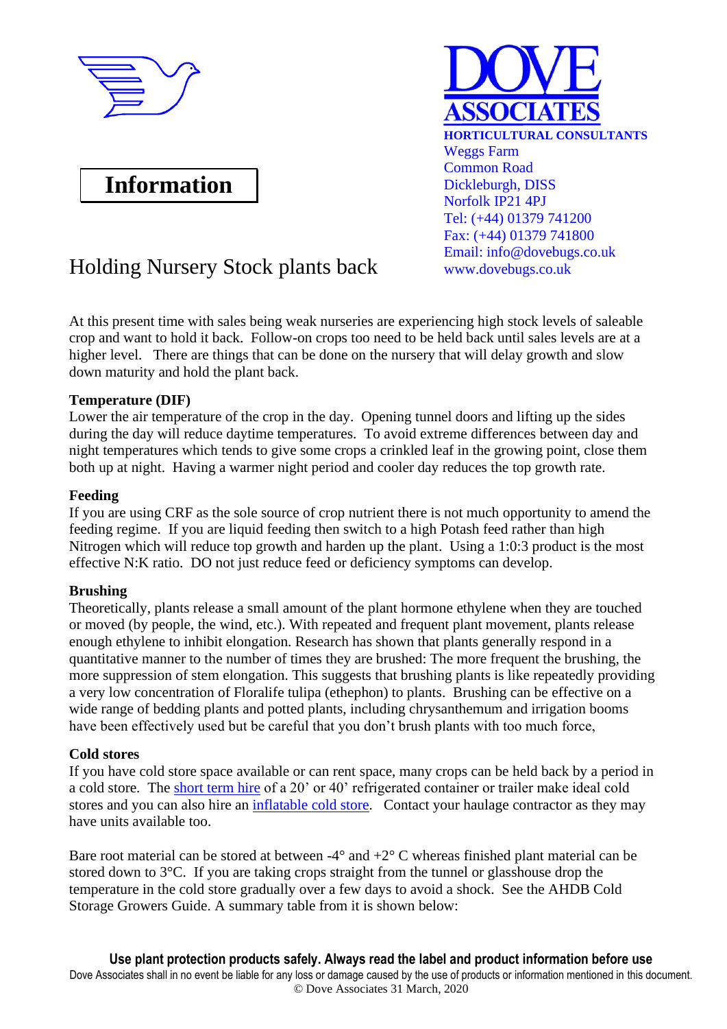**DOVE ASSOCIATES**

**HORTICULTURAL CONSULTANTS**
Weggs Farm
Common Road
Dickleburgh, DISS
Norfolk IP21 4PJ
Tel: (+44) 01379 741200
Fax: (+44) 01379 741800
Email: info@dovebugs.co.uk
www.dovebugs.co.uk

# Information

## Holding Nursery Stock plants back

At this present time with sales being weak nurseries are experiencing high stock levels of saleable crop and want to hold it back. Follow-on crops too need to be held back until sales levels are at a higher level. There are things that can be done on the nursery that will delay growth and slow down maturity and hold the plant back.

**Temperature (DIF)**
Lower the air temperature of the crop in the day. Opening tunnel doors and lifting up the sides during the day will reduce daytime temperatures. To avoid extreme differences between day and night temperatures which tends to give some crops a crinkled leaf in the growing point, close them both up at night. Having a warmer night period and cooler day reduces the top growth rate.

**Feeding**
If you are using CRF as the sole source of crop nutrient there is not much opportunity to amend the feeding regime. If you are liquid feeding then switch to a high Potash feed rather than high Nitrogen which will reduce top growth and harden up the plant. Using a 1:0:3 product is the most effective N:K ratio. DO not just reduce feed or deficiency symptoms can develop.

**Brushing**
Theoretically, plants release a small amount of the plant hormone ethylene when they are touched or moved (by people, the wind, etc.). With repeated and frequent plant movement, plants release enough ethylene to inhibit elongation. Research has shown that plants generally respond in a quantitative manner to the number of times they are brushed: The more frequent the brushing, the more suppression of stem elongation. This suggests that brushing plants is like repeatedly providing a very low concentration of Floralife tulipa (ethephon) to plants. Brushing can be effective on a wide range of bedding plants and potted plants, including chrysanthemum and irrigation booms have been effectively used but be careful that you don't brush plants with too much force,

**Cold stores**
If you have cold store space available or can rent space, many crops can be held back by a period in a cold store. The short term hire of a 20' or 40' refrigerated container or trailer make ideal cold stores and you can also hire an inflatable cold store. Contact your haulage contractor as they may have units available too.

Bare root material can be stored at between -4° and +2° C whereas finished plant material can be stored down to 3°C. If you are taking crops straight from the tunnel or glasshouse drop the temperature in the cold store gradually over a few days to avoid a shock. See the AHDB Cold Storage Growers Guide. A summary table from it is shown below:

**Use plant protection products safely. Always read the label and product information before use**
Dove Associates shall in no event be liable for any loss or damage caused by the use of products or information mentioned in this document.
© Dove Associates 31 March, 2020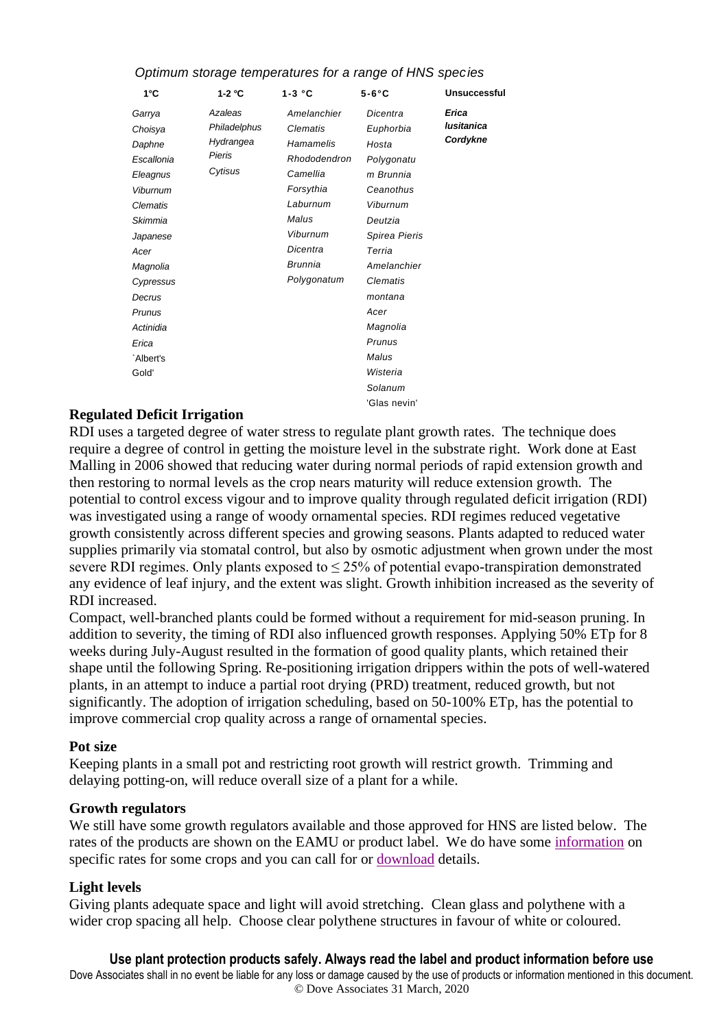*Optimum storage temperatures for a range of HNS species*

| 1°C | 1-2 °C | 1-3 °C | 5-6°C | Unsuccessful |
|---|---|---|---|---|
| *Garrya* | *Azaleas* | *Amelanchier* | *Dicentra* | ***Erica lusitanica*** |
| *Choisya* | *Philadelphus* | *Clematis* | *Euphorbia* | ***Cordykne*** |
| *Daphne* | *Hydrangea* | *Hamamelis* | *Hosta* | |
| *Escallonia* | *Pieris* | *Rhododendron* | *Polygonatum* | |
| *Eleagnus* | *Cytisus* | *Camellia* | *Brunnia* | |
| *Viburnum* | | *Forsythia* | *Ceanothus* | |
| *Clematis* | | *Laburnum* | *Viburnum* | |
| *Skimmia* | | *Malus* | *Deutzia* | |
| *Japanese Acer* | | *Viburnum* | *Spirea Pieris* | |
| *Magnolia* | | *Dicentra* | *Terria* | |
| *Cypressus* | | *Brunnia* | *Amelanchier* | |
| *Decrus* | | *Polygonatum* | *Clematis montana* | |
| *Prunus* | | | *Acer* | |
| *Actinidia* | | | *Magnolia* | |
| *Erica `Albert's Gold'* | | | *Prunus* | |
| | | | *Malus* | |
| | | | *Wisteria* | |
| | | | *Solanum 'Glas nevin'* | |

**Regulated Deficit Irrigation**

RDI uses a targeted degree of water stress to regulate plant growth rates. The technique does require a degree of control in getting the moisture level in the substrate right. Work done at East Malling in 2006 showed that reducing water during normal periods of rapid extension growth and then restoring to normal levels as the crop nears maturity will reduce extension growth. The potential to control excess vigour and to improve quality through regulated deficit irrigation (RDI) was investigated using a range of woody ornamental species. RDI regimes reduced vegetative growth consistently across different species and growing seasons. Plants adapted to reduced water supplies primarily via stomatal control, but also by osmotic adjustment when grown under the most severe RDI regimes. Only plants exposed to ≤ 25% of potential evapo-transpiration demonstrated any evidence of leaf injury, and the extent was slight. Growth inhibition increased as the severity of RDI increased.

Compact, well-branched plants could be formed without a requirement for mid-season pruning. In addition to severity, the timing of RDI also influenced growth responses. Applying 50% ETp for 8 weeks during July-August resulted in the formation of good quality plants, which retained their shape until the following Spring. Re-positioning irrigation drippers within the pots of well-watered plants, in an attempt to induce a partial root drying (PRD) treatment, reduced growth, but not significantly. The adoption of irrigation scheduling, based on 50-100% ETp, has the potential to improve commercial crop quality across a range of ornamental species.

**Pot size**

Keeping plants in a small pot and restricting root growth will restrict growth. Trimming and delaying potting-on, will reduce overall size of a plant for a while.

**Growth regulators**

We still have some growth regulators available and those approved for HNS are listed below. The rates of the products are shown on the EAMU or product label. We do have some information on specific rates for some crops and you can call for or download details.

**Light levels**

Giving plants adequate space and light will avoid stretching. Clean glass and polythene with a wider crop spacing all help. Choose clear polythene structures in favour of white or coloured.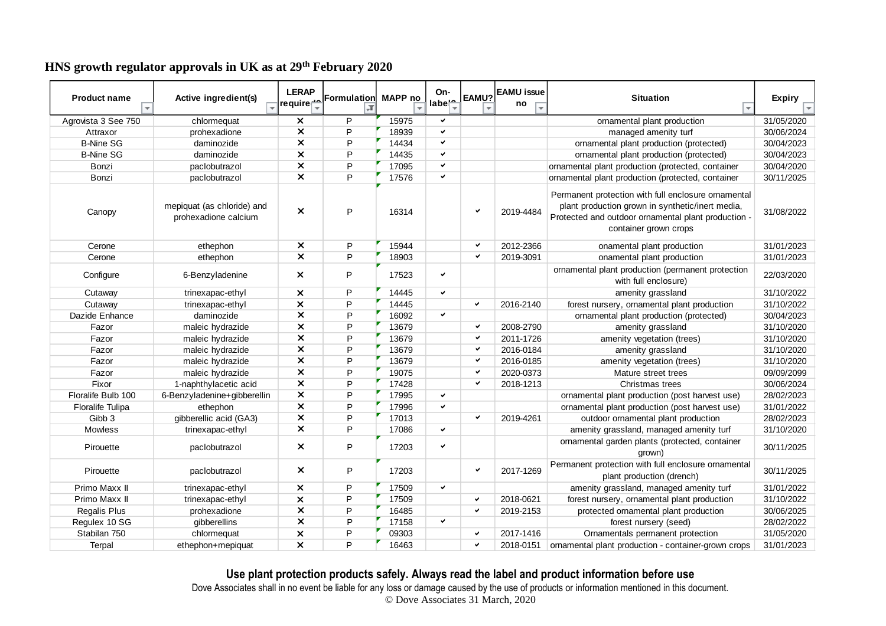**HNS growth regulator approvals in UK as at 29th February 2020**

| Product name | Active ingredient(s) | LERAP required | Formulation | MAPP no | On-label | EAMU? | EAMU issue no | Situation | Expiry |
|---|---|---|---|---|---|---|---|---|---|
| Agrovista 3 See 750 | chlormequat | ✗ | P | 15975 | ✔ | | | ornamental plant production | 31/05/2020 |
| Attraxor | prohexadione | ✗ | P | 18939 | ✔ | | | managed amenity turf | 30/06/2024 |
| B-Nine SG | daminozide | ✗ | P | 14434 | ✔ | | | ornamental plant production (protected) | 30/04/2023 |
| B-Nine SG | daminozide | ✗ | P | 14435 | ✔ | | | ornamental plant production (protected) | 30/04/2023 |
| Bonzi | paclobutrazol | ✗ | P | 17095 | ✔ | | | ornamental plant production (protected, container | 30/04/2020 |
| Bonzi | paclobutrazol | ✗ | P | 17576 | ✔ | | | ornamental plant production (protected, container | 30/11/2025 |
| Canopy | mepiquat (as chloride) and prohexadione calcium | ✗ | P | 16314 | | ✔ | 2019-4484 | Permanent protection with full enclosure ornamental plant production grown in synthetic/inert media, Protected and outdoor ornamental plant production - container grown crops | 31/08/2022 |
| Cerone | ethephon | ✗ | P | 15944 | | ✔ | 2012-2366 | onamental plant production | 31/01/2023 |
| Cerone | ethephon | ✗ | P | 18903 | | ✔ | 2019-3091 | onamental plant production | 31/01/2023 |
| Configure | 6-Benzyladenine | ✗ | P | 17523 | ✔ | | | ornamental plant production (permanent protection with full enclosure) | 22/03/2020 |
| Cutaway | trinexapac-ethyl | ✗ | P | 14445 | ✔ | | | amenity grassland | 31/10/2022 |
| Cutaway | trinexapac-ethyl | ✗ | P | 14445 | | ✔ | 2016-2140 | forest nursery, ornamental plant production | 31/10/2022 |
| Dazide Enhance | daminozide | ✗ | P | 16092 | ✔ | | | ornamental plant production (protected) | 30/04/2023 |
| Fazor | maleic hydrazide | ✗ | P | 13679 | | ✔ | 2008-2790 | amenity grassland | 31/10/2020 |
| Fazor | maleic hydrazide | ✗ | P | 13679 | | ✔ | 2011-1726 | amenity vegetation (trees) | 31/10/2020 |
| Fazor | maleic hydrazide | ✗ | P | 13679 | | ✔ | 2016-0184 | amenity grassland | 31/10/2020 |
| Fazor | maleic hydrazide | ✗ | P | 13679 | | ✔ | 2016-0185 | amenity vegetation (trees) | 31/10/2020 |
| Fazor | maleic hydrazide | ✗ | P | 19075 | | ✔ | 2020-0373 | Mature street trees | 09/09/2099 |
| Fixor | 1-naphthylacetic acid | ✗ | P | 17428 | | ✔ | 2018-1213 | Christmas trees | 30/06/2024 |
| Floralife Bulb 100 | 6-Benzyladenine+gibberellin | ✗ | P | 17995 | ✔ | | | ornamental plant production (post harvest use) | 28/02/2023 |
| Floralife Tulipa | ethephon | ✗ | P | 17996 | ✔ | | | ornamental plant production (post harvest use) | 31/01/2022 |
| Gibb 3 | gibberellic acid (GA3) | ✗ | P | 17013 | | ✔ | 2019-4261 | outdoor ornamental plant production | 28/02/2023 |
| Mowless | trinexapac-ethyl | ✗ | P | 17086 | ✔ | | | amenity grassland, managed amenity turf | 31/10/2020 |
| Pirouette | paclobutrazol | ✗ | P | 17203 | ✔ | | | ornamental garden plants (protected, container grown) | 30/11/2025 |
| Pirouette | paclobutrazol | ✗ | P | 17203 | | ✔ | 2017-1269 | Permanent protection with full enclosure ornamental plant production (drench) | 30/11/2025 |
| Primo Maxx II | trinexapac-ethyl | ✗ | P | 17509 | ✔ | | | amenity grassland, managed amenity turf | 31/01/2022 |
| Primo Maxx II | trinexapac-ethyl | ✗ | P | 17509 | | ✔ | 2018-0621 | forest nursery, ornamental plant production | 31/10/2022 |
| Regalis Plus | prohexadione | ✗ | P | 16485 | | ✔ | 2019-2153 | protected ornamental plant production | 30/06/2025 |
| Regulex 10 SG | gibberellins | ✗ | P | 17158 | ✔ | | | forest nursery (seed) | 28/02/2022 |
| Stabilan 750 | chlormequat | ✗ | P | 09303 | | ✔ | 2017-1416 | Ornamentals permanent protection | 31/05/2020 |
| Terpal | ethephon+mepiquat | ✗ | P | 16463 | | ✔ | 2018-0151 | ornamental plant production - container-grown crops | 31/01/2023 |

**Use plant protection products safely. Always read the label and product information before use**

Dove Associates shall in no event be liable for any loss or damage caused by the use of products or information mentioned in this document.

© Dove Associates 31 March, 2020